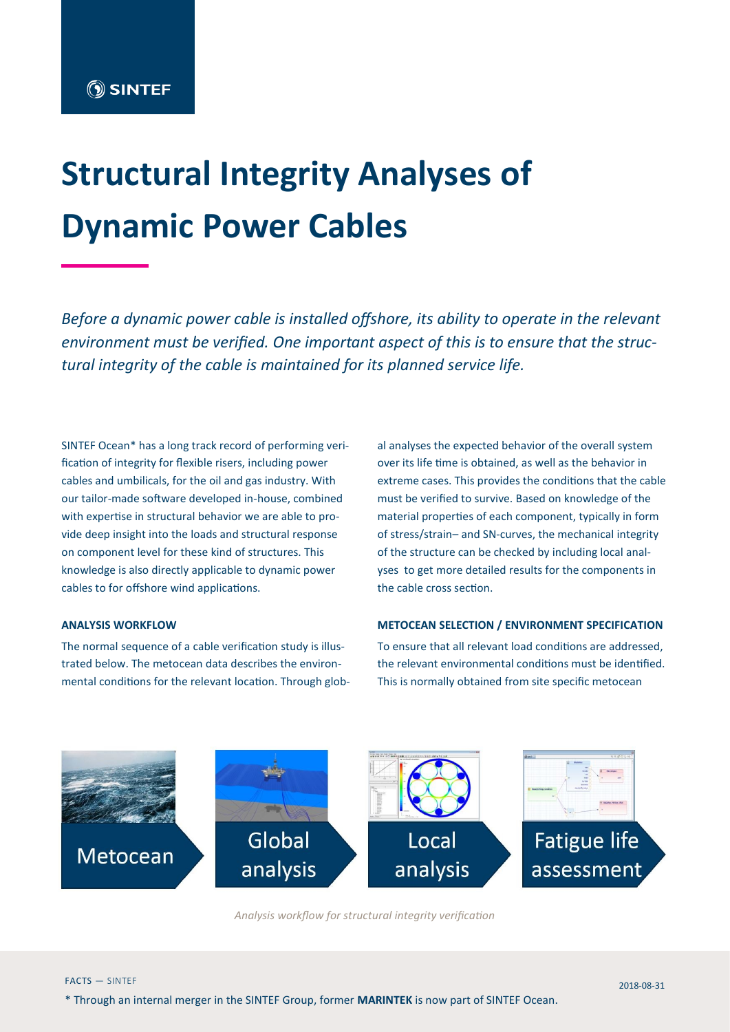# Structural Integrity Analyses of Dynamic Power Cables

*Before a dynamic power cable is installed offshore, its ability to operate in the relevant environment must be verified. One important aspect of this is to ensure that the structural integrity of the cable is maintained for its planned service life.*

SINTEF Ocean* has a long track record of performing verification of integrity for flexible risers, including power cables and umbilicals, for the oil and gas industry. With our tailor-made software developed in-house, combined with expertise in structural behavior we are able to provide deep insight into the loads and structural response on component level for these kind of structures. This knowledge is also directly applicable to dynamic power cables to for offshore wind applications.

**ANALYSIS WORKFLOW**

The normal sequence of a cable verification study is illustrated below. The metocean data describes the environmental conditions for the relevant location. Through global analyses the expected behavior of the overall system over its life time is obtained, as well as the behavior in extreme cases. This provides the conditions that the cable must be verified to survive. Based on knowledge of the material properties of each component, typically in form of stress/strain– and SN-curves, the mechanical integrity of the structure can be checked by including local analyses to get more detailed results for the components in the cable cross section.

**METOCEAN SELECTION / ENVIRONMENT SPECIFICATION**

To ensure that all relevant load conditions are addressed, the relevant environmental conditions must be identified. This is normally obtained from site specific metocean

Metocean → Global analysis → Local analysis → Fatigue life assessment

*Analysis workflow for structural integrity verification*

\* Through an internal merger in the SINTEF Group, former **MARINTEK** is now part of SINTEF Ocean.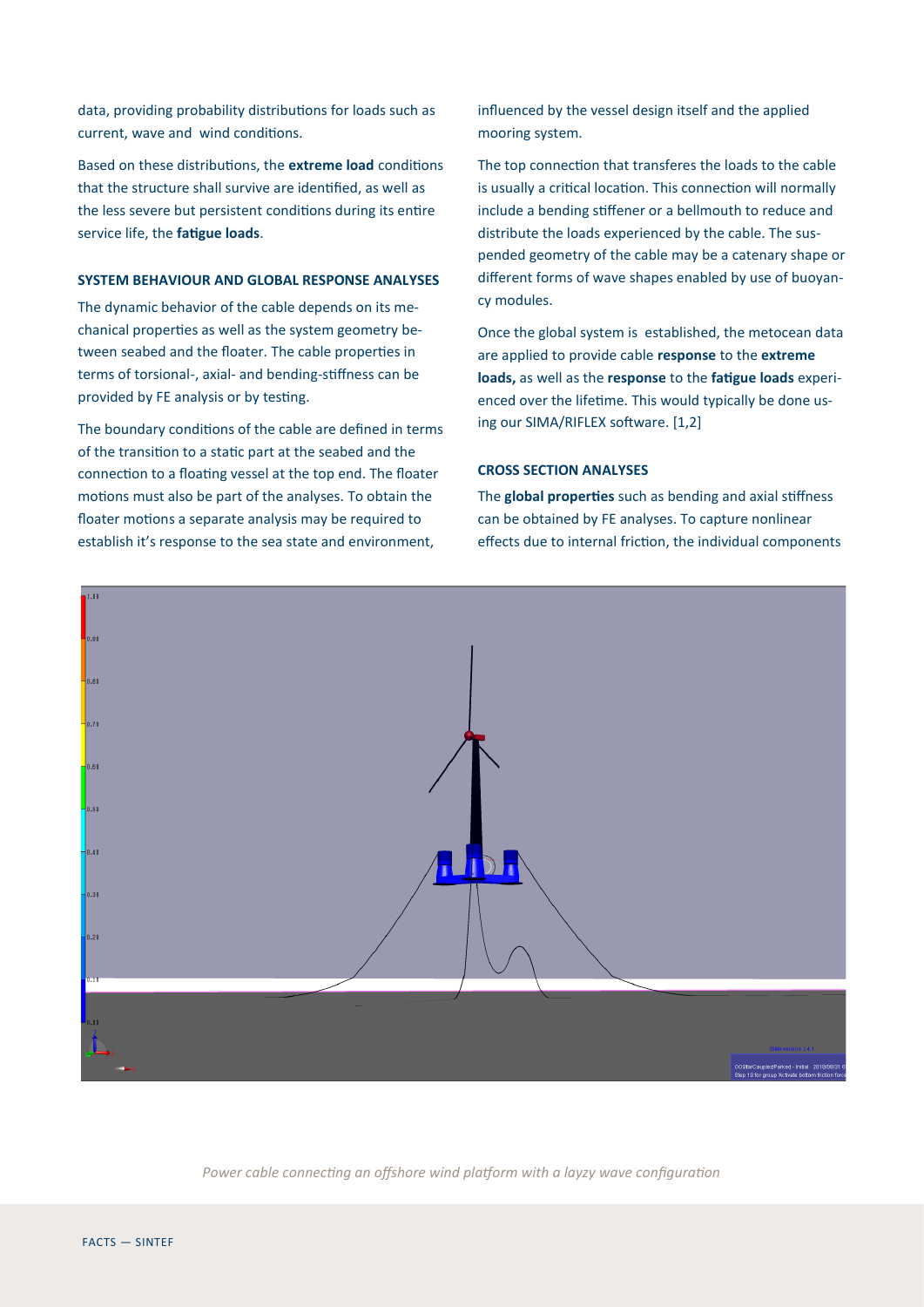data, providing probability distributions for loads such as current, wave and wind conditions.

Based on these distributions, the **extreme load** conditions that the structure shall survive are identified, as well as the less severe but persistent conditions during its entire service life, the **fatigue loads**.

#### SYSTEM BEHAVIOUR AND GLOBAL RESPONSE ANALYSES

The dynamic behavior of the cable depends on its mechanical properties as well as the system geometry between seabed and the floater. The cable properties in terms of torsional-, axial- and bending-stiffness can be provided by FE analysis or by testing.

The boundary conditions of the cable are defined in terms of the transition to a static part at the seabed and the connection to a floating vessel at the top end. The floater motions must also be part of the analyses. To obtain the floater motions a separate analysis may be required to establish it's response to the sea state and environment, influenced by the vessel design itself and the applied mooring system.

The top connection that transferes the loads to the cable is usually a critical location. This connection will normally include a bending stiffener or a bellmouth to reduce and distribute the loads experienced by the cable. The suspended geometry of the cable may be a catenary shape or different forms of wave shapes enabled by use of buoyancy modules.

Once the global system is established, the metocean data are applied to provide cable **response** to the **extreme loads,** as well as the **response** to the **fatigue loads** experienced over the lifetime. This would typically be done using our SIMA/RIFLEX software. [1,2]

#### CROSS SECTION ANALYSES

The **global properties** such as bending and axial stiffness can be obtained by FE analyses. To capture nonlinear effects due to internal friction, the individual components

*Power cable connecting an offshore wind platform with a layzy wave configuration*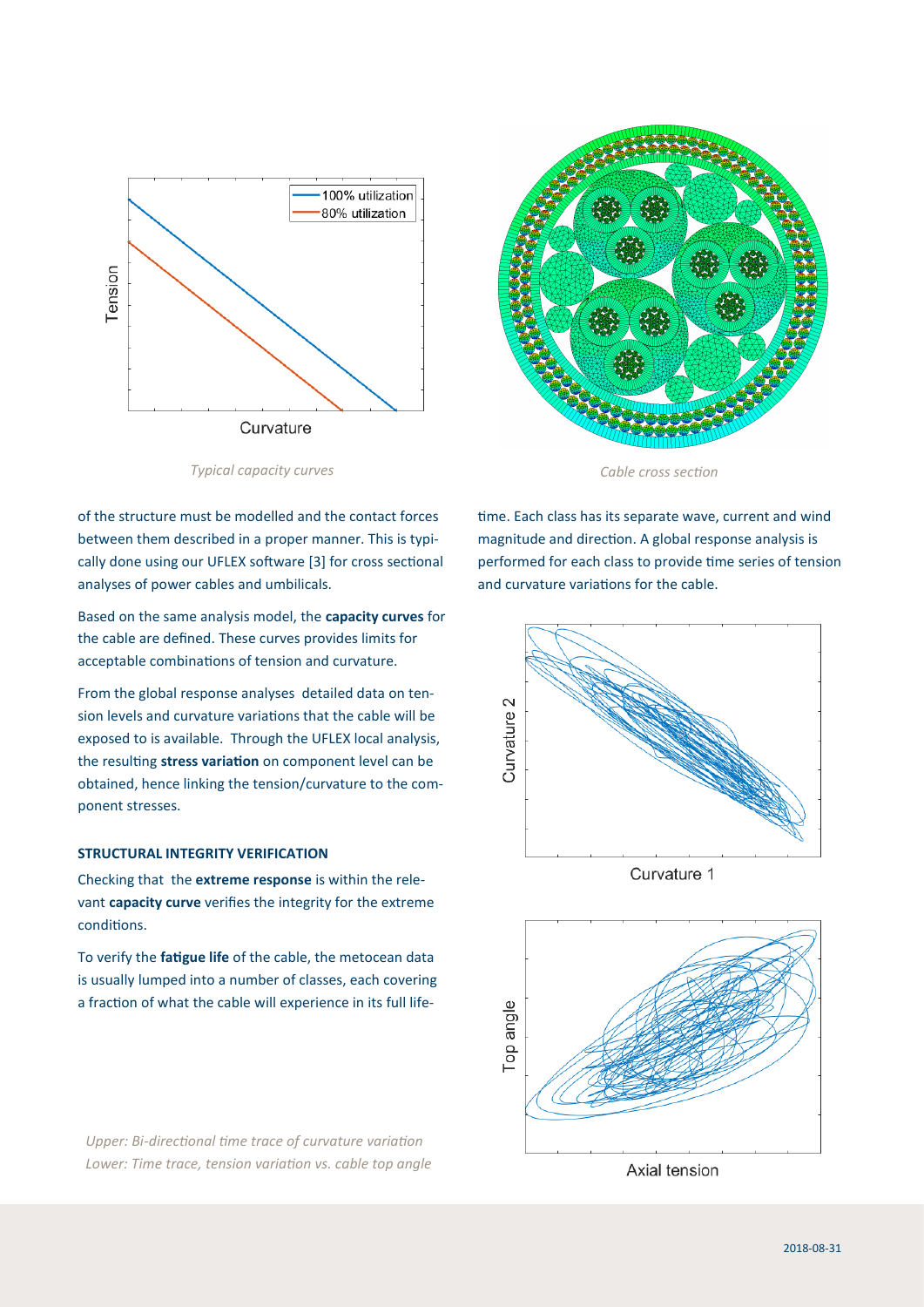*Typical capacity curves*

*Cable cross section*

of the structure must be modelled and the contact forces between them described in a proper manner. This is typically done using our UFLEX software [3] for cross sectional analyses of power cables and umbilicals.

Based on the same analysis model, the **capacity curves** for the cable are defined. These curves provides limits for acceptable combinations of tension and curvature.

From the global response analyses detailed data on tension levels and curvature variations that the cable will be exposed to is available. Through the UFLEX local analysis, the resulting **stress variation** on component level can be obtained, hence linking the tension/curvature to the component stresses.

#### STRUCTURAL INTEGRITY VERIFICATION

Checking that the **extreme response** is within the relevant **capacity curve** verifies the integrity for the extreme conditions.

To verify the **fatigue life** of the cable, the metocean data is usually lumped into a number of classes, each covering a fraction of what the cable will experience in its full lifetime. Each class has its separate wave, current and wind magnitude and direction. A global response analysis is performed for each class to provide time series of tension and curvature variations for the cable.

*Upper: Bi-directional time trace of curvature variation*
*Lower: Time trace, tension variation vs. cable top angle*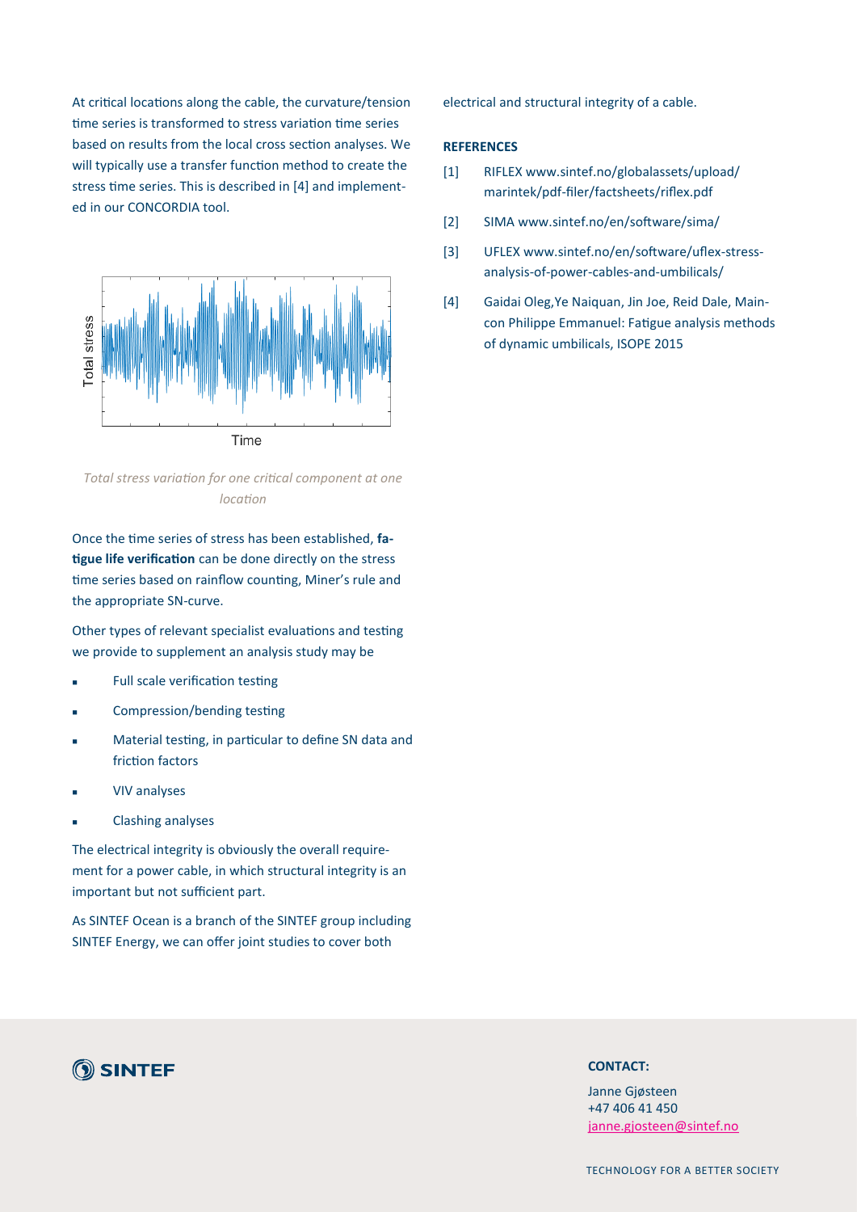At critical locations along the cable, the curvature/tension time series is transformed to stress variation time series based on results from the local cross section analyses. We will typically use a transfer function method to create the stress time series. This is described in [4] and implemented in our CONCORDIA tool.

Total stress

Time

*Total stress variation for one critical component at one location*

Once the time series of stress has been established, **fatigue life verification** can be done directly on the stress time series based on rainflow counting, Miner's rule and the appropriate SN-curve.

Other types of relevant specialist evaluations and testing we provide to supplement an analysis study may be

- Full scale verification testing
- Compression/bending testing
- Material testing, in particular to define SN data and friction factors
- VIV analyses
- Clashing analyses

The electrical integrity is obviously the overall requirement for a power cable, in which structural integrity is an important but not sufficient part.

As SINTEF Ocean is a branch of the SINTEF group including SINTEF Energy, we can offer joint studies to cover both electrical and structural integrity of a cable.

### REFERENCES

[1] RIFLEX www.sintef.no/globalassets/upload/marintek/pdf-filer/factsheets/riflex.pdf

[2] SIMA www.sintef.no/en/software/sima/

[3] UFLEX www.sintef.no/en/software/uflex-stress-analysis-of-power-cables-and-umbilicals/

[4] Gaidai Oleg,Ye Naiquan, Jin Joe, Reid Dale, Maincon Philippe Emmanuel: Fatigue analysis methods of dynamic umbilicals, ISOPE 2015

SINTEF

**CONTACT:**

Janne Gjøsteen
+47 406 41 450
janne.gjosteen@sintef.no

TECHNOLOGY FOR A BETTER SOCIETY